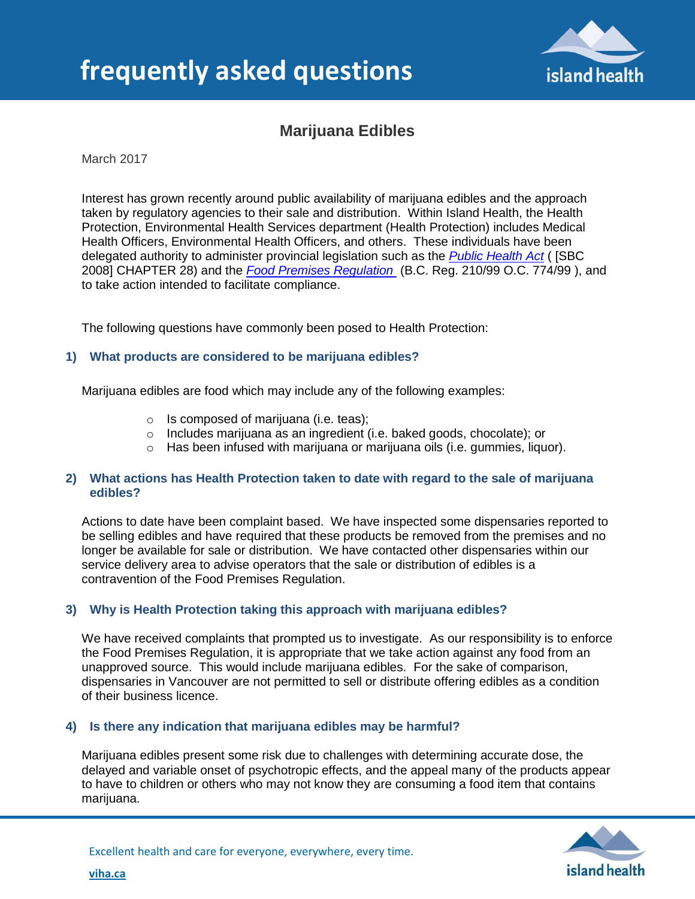# frequently asked questions

## Marijuana Edibles

March 2017

Interest has grown recently around public availability of marijuana edibles and the approach taken by regulatory agencies to their sale and distribution. Within Island Health, the Health Protection, Environmental Health Services department (Health Protection) includes Medical Health Officers, Environmental Health Officers, and others. These individuals have been delegated authority to administer provincial legislation such as the *Public Health Act* ( [SBC 2008] CHAPTER 28) and the *Food Premises Regulation* (B.C. Reg. 210/99 O.C. 774/99 ), and to take action intended to facilitate compliance.

The following questions have commonly been posed to Health Protection:

### 1) What products are considered to be marijuana edibles?

Marijuana edibles are food which may include any of the following examples:

- Is composed of marijuana (i.e. teas);
- Includes marijuana as an ingredient (i.e. baked goods, chocolate); or
- Has been infused with marijuana or marijuana oils (i.e. gummies, liquor).

### 2) What actions has Health Protection taken to date with regard to the sale of marijuana edibles?

Actions to date have been complaint based. We have inspected some dispensaries reported to be selling edibles and have required that these products be removed from the premises and no longer be available for sale or distribution. We have contacted other dispensaries within our service delivery area to advise operators that the sale or distribution of edibles is a contravention of the Food Premises Regulation.

### 3) Why is Health Protection taking this approach with marijuana edibles?

We have received complaints that prompted us to investigate. As our responsibility is to enforce the Food Premises Regulation, it is appropriate that we take action against any food from an unapproved source. This would include marijuana edibles. For the sake of comparison, dispensaries in Vancouver are not permitted to sell or distribute offering edibles as a condition of their business licence.

### 4) Is there any indication that marijuana edibles may be harmful?

Marijuana edibles present some risk due to challenges with determining accurate dose, the delayed and variable onset of psychotropic effects, and the appeal many of the products appear to have to children or others who may not know they are consuming a food item that contains marijuana.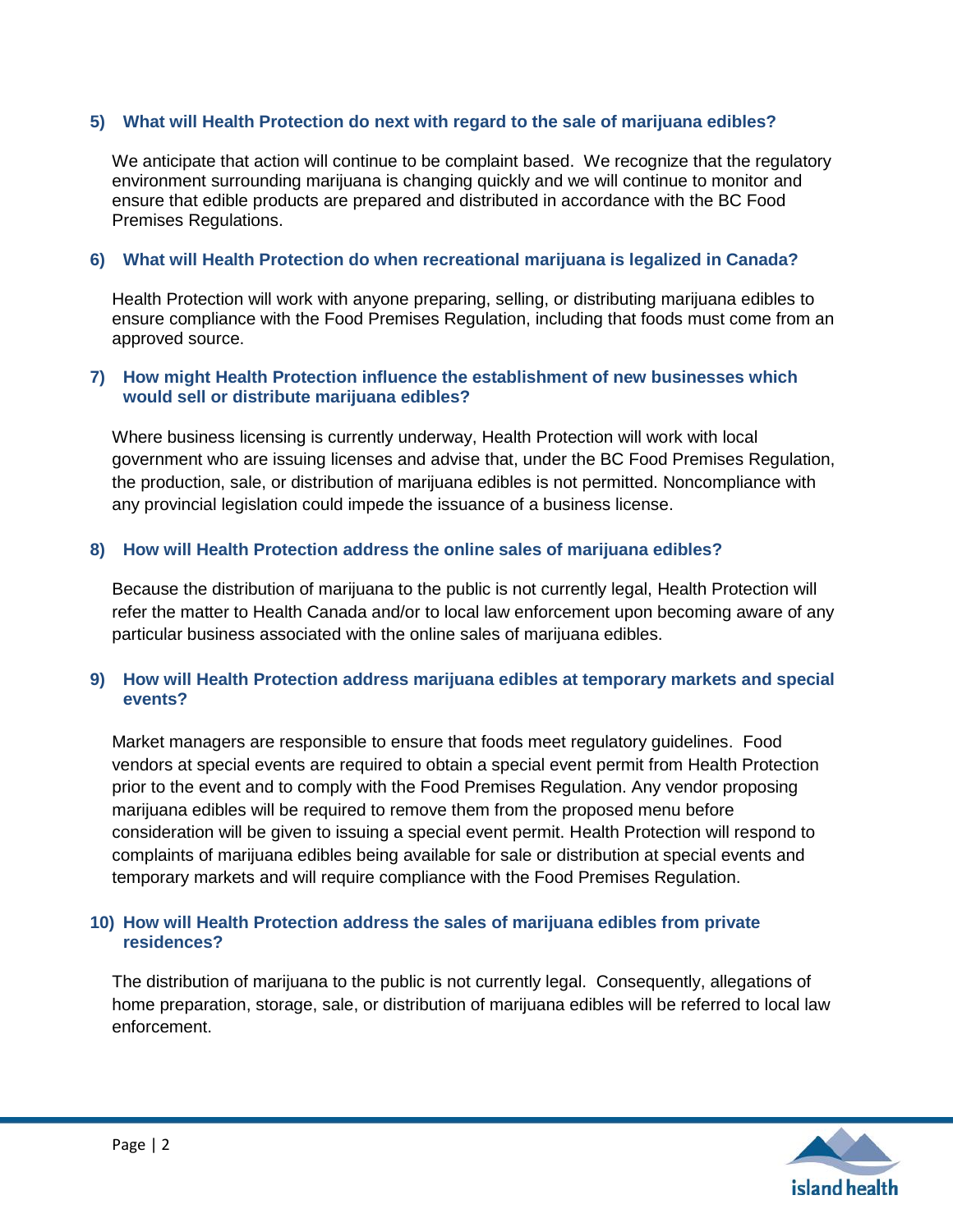### 5) What will Health Protection do next with regard to the sale of marijuana edibles?

We anticipate that action will continue to be complaint based. We recognize that the regulatory environment surrounding marijuana is changing quickly and we will continue to monitor and ensure that edible products are prepared and distributed in accordance with the BC Food Premises Regulations.

### 6) What will Health Protection do when recreational marijuana is legalized in Canada?

Health Protection will work with anyone preparing, selling, or distributing marijuana edibles to ensure compliance with the Food Premises Regulation, including that foods must come from an approved source.

### 7) How might Health Protection influence the establishment of new businesses which would sell or distribute marijuana edibles?

Where business licensing is currently underway, Health Protection will work with local government who are issuing licenses and advise that, under the BC Food Premises Regulation, the production, sale, or distribution of marijuana edibles is not permitted. Noncompliance with any provincial legislation could impede the issuance of a business license.

### 8) How will Health Protection address the online sales of marijuana edibles?

Because the distribution of marijuana to the public is not currently legal, Health Protection will refer the matter to Health Canada and/or to local law enforcement upon becoming aware of any particular business associated with the online sales of marijuana edibles.

### 9) How will Health Protection address marijuana edibles at temporary markets and special events?

Market managers are responsible to ensure that foods meet regulatory guidelines. Food vendors at special events are required to obtain a special event permit from Health Protection prior to the event and to comply with the Food Premises Regulation. Any vendor proposing marijuana edibles will be required to remove them from the proposed menu before consideration will be given to issuing a special event permit. Health Protection will respond to complaints of marijuana edibles being available for sale or distribution at special events and temporary markets and will require compliance with the Food Premises Regulation.

### 10) How will Health Protection address the sales of marijuana edibles from private residences?

The distribution of marijuana to the public is not currently legal. Consequently, allegations of home preparation, storage, sale, or distribution of marijuana edibles will be referred to local law enforcement.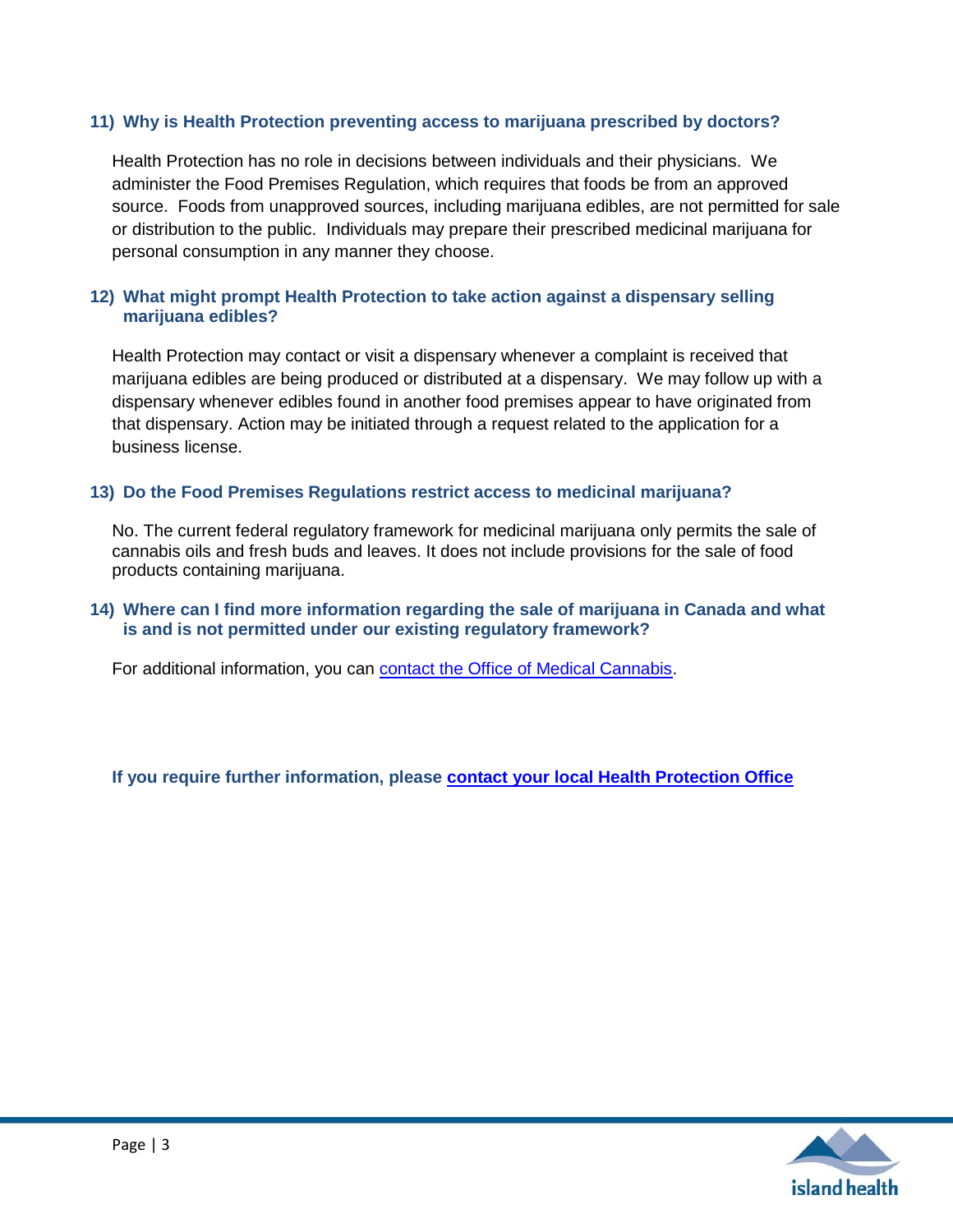### 11) Why is Health Protection preventing access to marijuana prescribed by doctors?

Health Protection has no role in decisions between individuals and their physicians. We administer the Food Premises Regulation, which requires that foods be from an approved source. Foods from unapproved sources, including marijuana edibles, are not permitted for sale or distribution to the public. Individuals may prepare their prescribed medicinal marijuana for personal consumption in any manner they choose.

### 12) What might prompt Health Protection to take action against a dispensary selling marijuana edibles?

Health Protection may contact or visit a dispensary whenever a complaint is received that marijuana edibles are being produced or distributed at a dispensary. We may follow up with a dispensary whenever edibles found in another food premises appear to have originated from that dispensary. Action may be initiated through a request related to the application for a business license.

### 13) Do the Food Premises Regulations restrict access to medicinal marijuana?

No. The current federal regulatory framework for medicinal marijuana only permits the sale of cannabis oils and fresh buds and leaves. It does not include provisions for the sale of food products containing marijuana.

### 14) Where can I find more information regarding the sale of marijuana in Canada and what is and is not permitted under our existing regulatory framework?

For additional information, you can contact the Office of Medical Cannabis.

**If you require further information, please contact your local Health Protection Office**